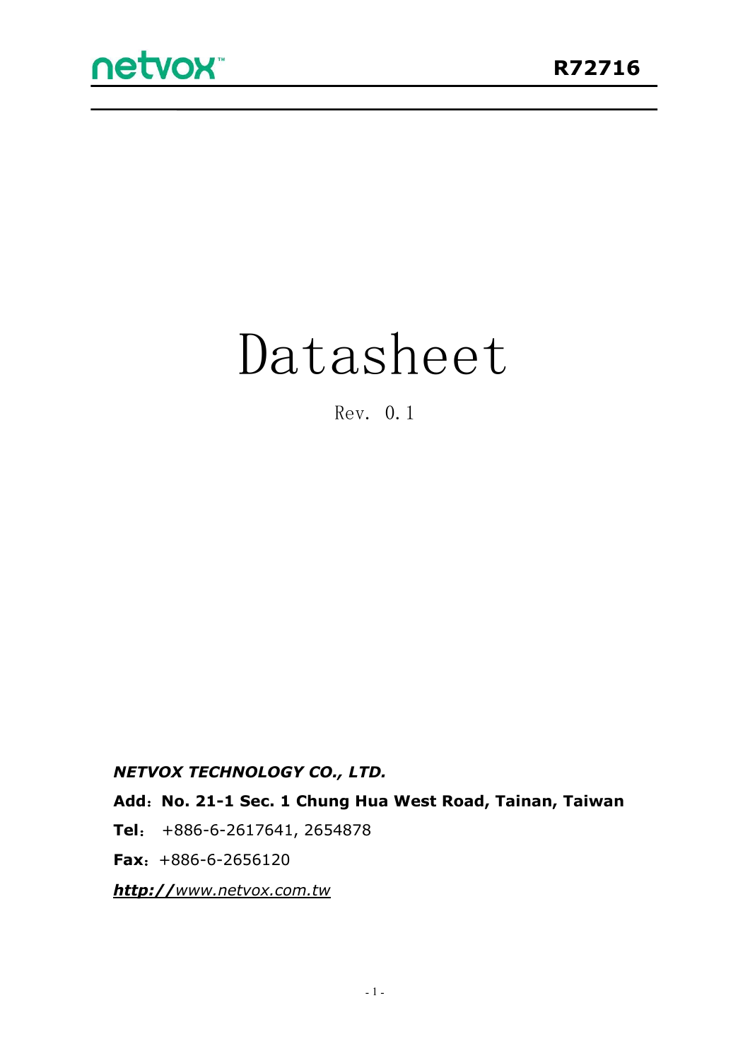# R72716

# Datasheet

Rev. 0.1

***NETVOX TECHNOLOGY CO., LTD.***

**Add**：**No. 21-1 Sec. 1 Chung Hua West Road, Tainan, Taiwan**

**Tel**： +886-6-2617641, 2654878

**Fax**：+886-6-2656120

***http://****www.netvox.com.tw*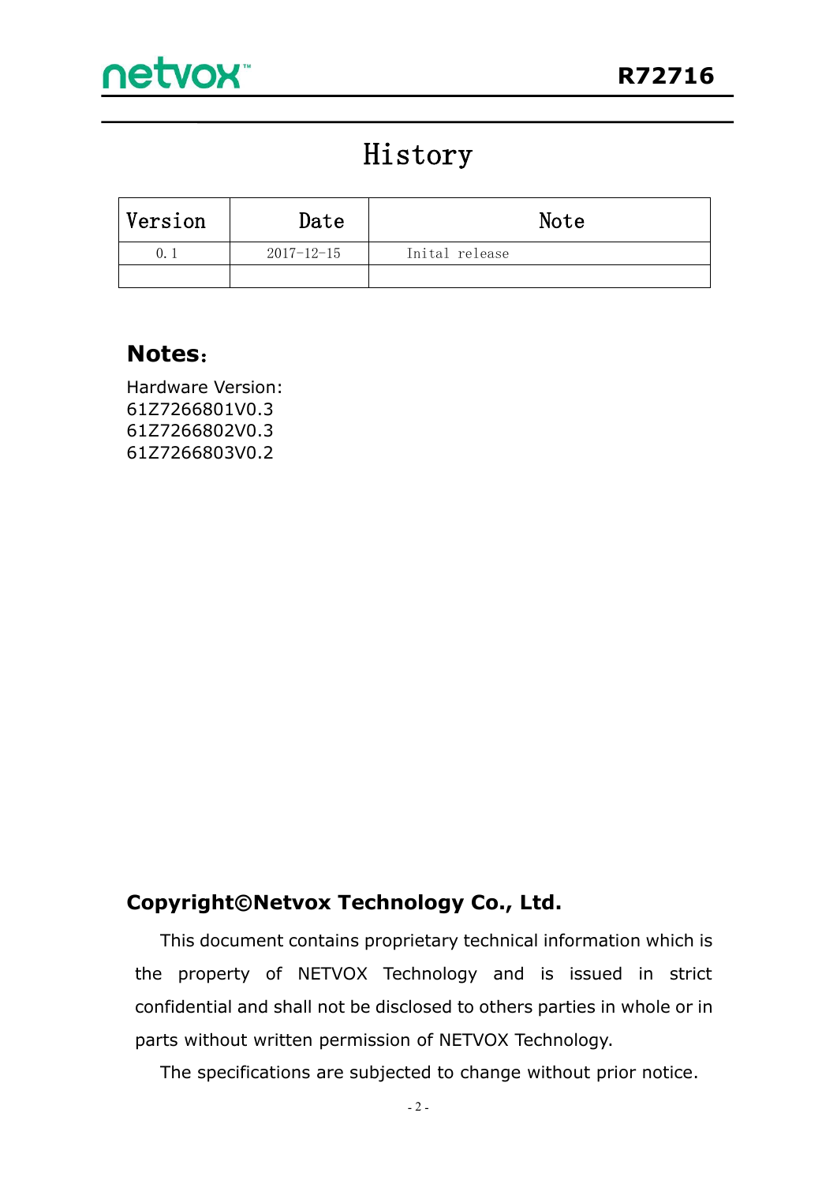# History

| Version | Date | Note |
|---|---|---|
| 0.1 | 2017-12-15 | Inital release |
| | | |

## Notes:

Hardware Version:
61Z7266801V0.3
61Z7266802V0.3
61Z7266803V0.2

## Copyright©Netvox Technology Co., Ltd.

This document contains proprietary technical information which is the property of NETVOX Technology and is issued in strict confidential and shall not be disclosed to others parties in whole or in parts without written permission of NETVOX Technology.

The specifications are subjected to change without prior notice.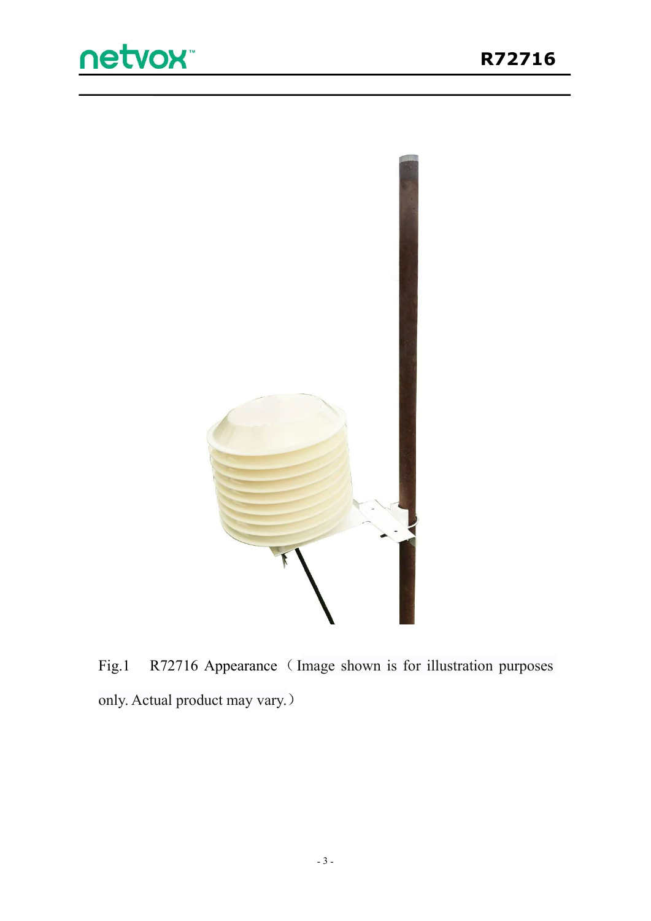Fig.1 R72716 Appearance（Image shown is for illustration purposes only. Actual product may vary.）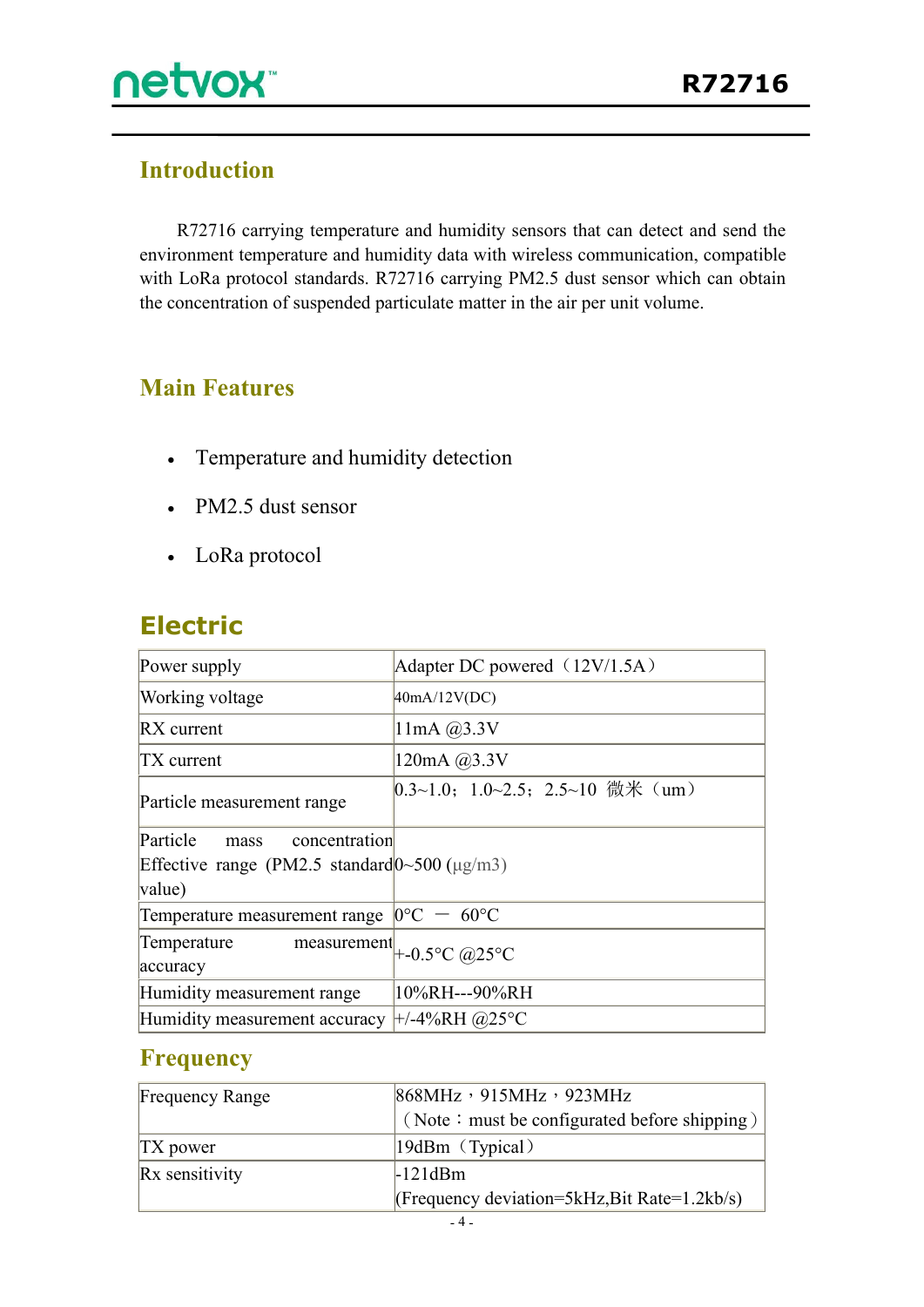## Introduction

R72716 carrying temperature and humidity sensors that can detect and send the environment temperature and humidity data with wireless communication, compatible with LoRa protocol standards. R72716 carrying PM2.5 dust sensor which can obtain the concentration of suspended particulate matter in the air per unit volume.

## Main Features

- Temperature and humidity detection
- PM2.5 dust sensor
- LoRa protocol

## Electric

| | |
|---|---|
| Power supply | Adapter DC powered（12V/1.5A） |
| Working voltage | 40mA/12V(DC) |
| RX current | 11mA @3.3V |
| TX current | 120mA @3.3V |
| Particle measurement range | 0.3~1.0；1.0~2.5；2.5~10 微米（um） |
| Particle mass concentration Effective range (PM2.5 standard value) | 0~500 (µg/m3) |
| Temperature measurement range | 0°C — 60°C |
| Temperature measurement accuracy | +-0.5°C @25°C |
| Humidity measurement range | 10%RH---90%RH |
| Humidity measurement accuracy | +/-4%RH @25°C |

## Frequency

| | |
|---|---|
| Frequency Range | 868MHz，915MHz，923MHz<br>（Note：must be configurated before shipping） |
| TX power | 19dBm（Typical） |
| Rx sensitivity | -121dBm<br>(Frequency deviation=5kHz,Bit Rate=1.2kb/s) |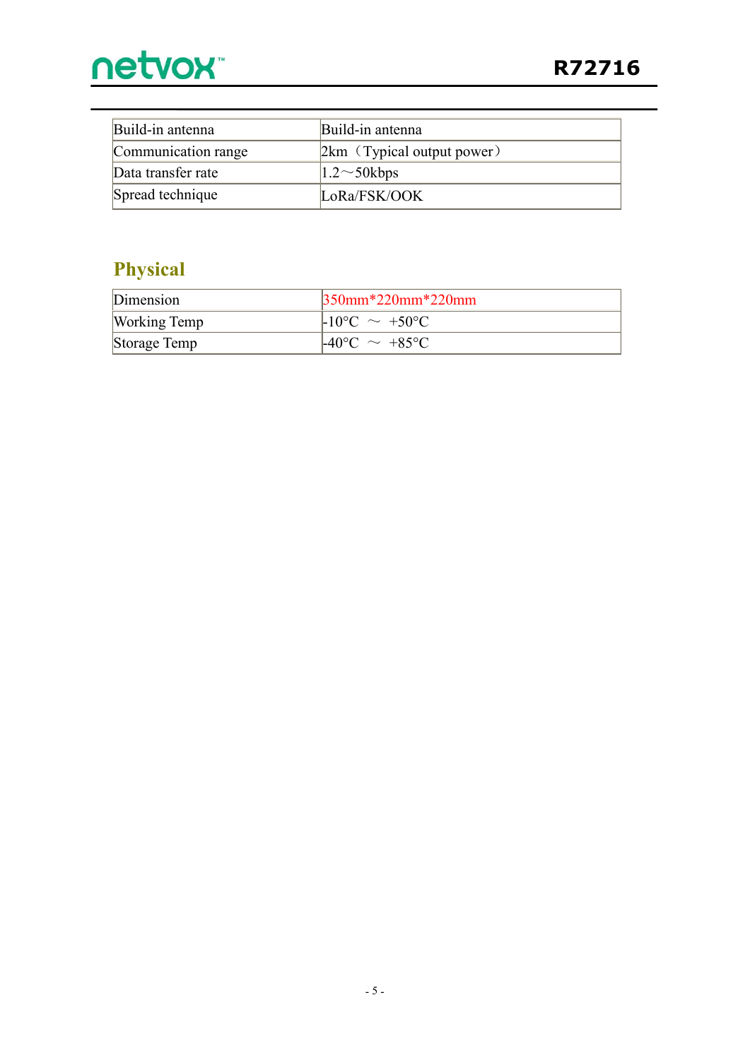| | |
|---|---|
| Build-in antenna | Build-in antenna |
| Communication range | 2km（Typical output power） |
| Data transfer rate | 1.2～50kbps |
| Spread technique | LoRa/FSK/OOK |

## Physical

| | |
|---|---|
| Dimension | 350mm*220mm*220mm |
| Working Temp | -10°C ～ +50°C |
| Storage Temp | -40°C ～ +85°C |